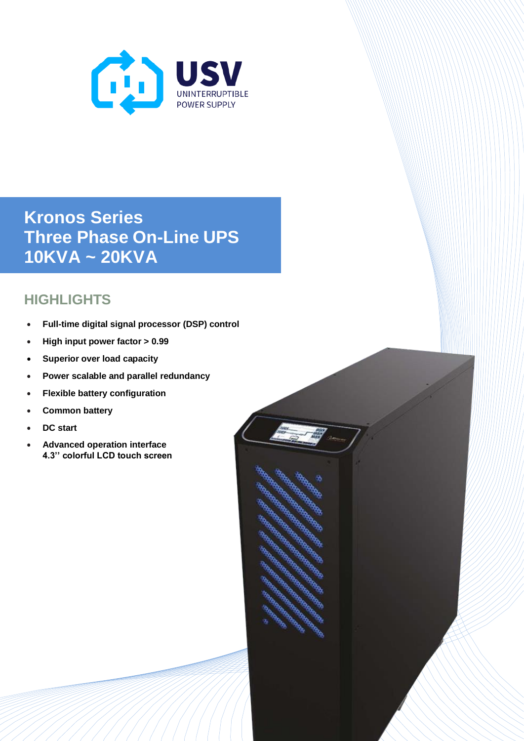USV
UNINTERRUPTIBLE
POWER SUPPLY

# Kronos Series
# Three Phase On-Line UPS
# 10KVA ~ 20KVA

## HIGHLIGHTS

- **Full-time digital signal processor (DSP) control**
- **High input power factor > 0.99**
- **Superior over load capacity**
- **Power scalable and parallel redundancy**
- **Flexible battery configuration**
- **Common battery**
- **DC start**
- **Advanced operation interface 4.3'' colorful LCD touch screen**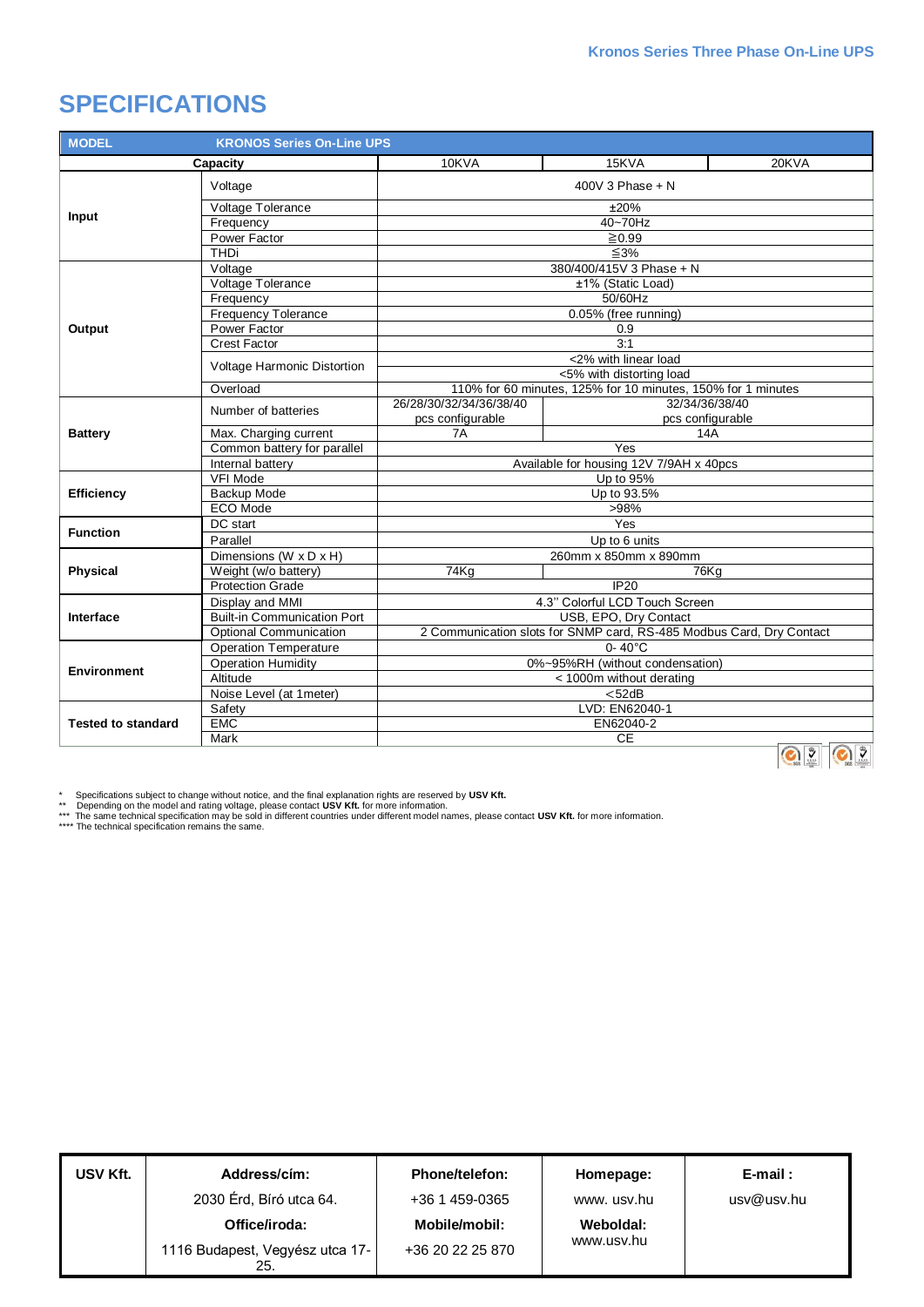# SPECIFICATIONS

| MODEL | | KRONOS Series On-Line UPS | | |
|---|---|---|---|---|
| Capacity | | 10KVA | 15KVA | 20KVA |
| Input | Voltage | 400V 3 Phase + N | | |
| | Voltage Tolerance | ±20% | | |
| | Frequency | 40~70Hz | | |
| | Power Factor | ≧0.99 | | |
| | THDi | ≦3% | | |
| Output | Voltage | 380/400/415V 3 Phase + N | | |
| | Voltage Tolerance | ±1% (Static Load) | | |
| | Frequency | 50/60Hz | | |
| | Frequency Tolerance | 0.05% (free running) | | |
| | Power Factor | 0.9 | | |
| | Crest Factor | 3:1 | | |
| | Voltage Harmonic Distortion | <2% with linear load<br><5% with distorting load | | |
| | Overload | 110% for 60 minutes, 125% for 10 minutes, 150% for 1 minutes | | |
| Battery | Number of batteries | 26/28/30/32/34/36/38/40 pcs configurable | 32/34/36/38/40 pcs configurable | |
| | Max. Charging current | 7A | 14A | |
| | Common battery for parallel | Yes | | |
| | Internal battery | Available for housing 12V 7/9AH x 40pcs | | |
| Efficiency | VFI Mode | Up to 95% | | |
| | Backup Mode | Up to 93.5% | | |
| | ECO Mode | >98% | | |
| Function | DC start | Yes | | |
| | Parallel | Up to 6 units | | |
| Physical | Dimensions (W x D x H) | 260mm x 850mm x 890mm | | |
| | Weight (w/o battery) | 74Kg | 76Kg | |
| | Protection Grade | IP20 | | |
| Interface | Display and MMI | 4.3" Colorful LCD Touch Screen | | |
| | Built-in Communication Port | USB, EPO, Dry Contact | | |
| | Optional Communication | 2 Communication slots for SNMP card, RS-485 Modbus Card, Dry Contact | | |
| Environment | Operation Temperature | 0- 40°C | | |
| | Operation Humidity | 0%~95%RH (without condensation) | | |
| | Altitude | < 1000m without derating | | |
| | Noise Level (at 1meter) | <52dB | | |
| Tested to standard | Safety | LVD: EN62040-1 | | |
| | EMC | EN62040-2 | | |
| | Mark | CE | | |

\* Specifications subject to change without notice, and the final explanation rights are reserved by **USV Kft.**
** Depending on the model and rating voltage, please contact **USV Kft.** for more information.
*** The same technical specification may be sold in different countries under different model names, please contact **USV Kft.** for more information.
**** The technical specification remains the same.

| USV Kft. | Address/cím: | Phone/telefon: | Homepage: | E-mail : |
|---|---|---|---|---|
| | 2030 Érd, Bíró utca 64. | +36 1 459-0365 | www. usv.hu | usv@usv.hu |
| | **Office/iroda:** | **Mobile/mobil:** | **Weboldal:** | |
| | 1116 Budapest, Vegyész utca 17-25. | +36 20 22 25 870 | www.usv.hu | |